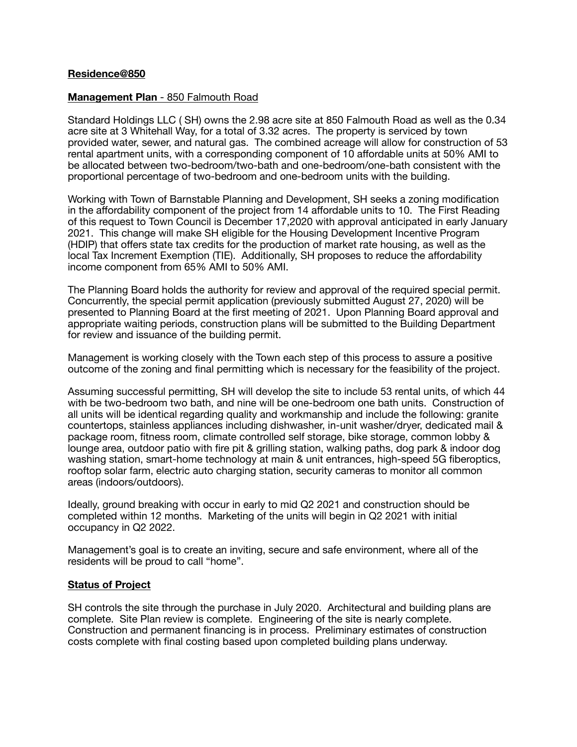**Residence@850**

**Management Plan** - 850 Falmouth Road

Standard Holdings LLC ( SH) owns the 2.98 acre site at 850 Falmouth Road as well as the 0.34 acre site at 3 Whitehall Way, for a total of 3.32 acres. The property is serviced by town provided water, sewer, and natural gas. The combined acreage will allow for construction of 53 rental apartment units, with a corresponding component of 10 affordable units at 50% AMI to be allocated between two-bedroom/two-bath and one-bedroom/one-bath consistent with the proportional percentage of two-bedroom and one-bedroom units with the building.

Working with Town of Barnstable Planning and Development, SH seeks a zoning modification in the affordability component of the project from 14 affordable units to 10. The First Reading of this request to Town Council is December 17,2020 with approval anticipated in early January 2021. This change will make SH eligible for the Housing Development Incentive Program (HDIP) that offers state tax credits for the production of market rate housing, as well as the local Tax Increment Exemption (TIE). Additionally, SH proposes to reduce the affordability income component from 65% AMI to 50% AMI.

The Planning Board holds the authority for review and approval of the required special permit. Concurrently, the special permit application (previously submitted August 27, 2020) will be presented to Planning Board at the first meeting of 2021. Upon Planning Board approval and appropriate waiting periods, construction plans will be submitted to the Building Department for review and issuance of the building permit.

Management is working closely with the Town each step of this process to assure a positive outcome of the zoning and final permitting which is necessary for the feasibility of the project.

Assuming successful permitting, SH will develop the site to include 53 rental units, of which 44 with be two-bedroom two bath, and nine will be one-bedroom one bath units. Construction of all units will be identical regarding quality and workmanship and include the following: granite countertops, stainless appliances including dishwasher, in-unit washer/dryer, dedicated mail & package room, fitness room, climate controlled self storage, bike storage, common lobby & lounge area, outdoor patio with fire pit & grilling station, walking paths, dog park & indoor dog washing station, smart-home technology at main & unit entrances, high-speed 5G fiberoptics, rooftop solar farm, electric auto charging station, security cameras to monitor all common areas (indoors/outdoors).

Ideally, ground breaking with occur in early to mid Q2 2021 and construction should be completed within 12 months. Marketing of the units will begin in Q2 2021 with initial occupancy in Q2 2022.

Management's goal is to create an inviting, secure and safe environment, where all of the residents will be proud to call "home".

**Status of Project**

SH controls the site through the purchase in July 2020. Architectural and building plans are complete. Site Plan review is complete. Engineering of the site is nearly complete. Construction and permanent financing is in process. Preliminary estimates of construction costs complete with final costing based upon completed building plans underway.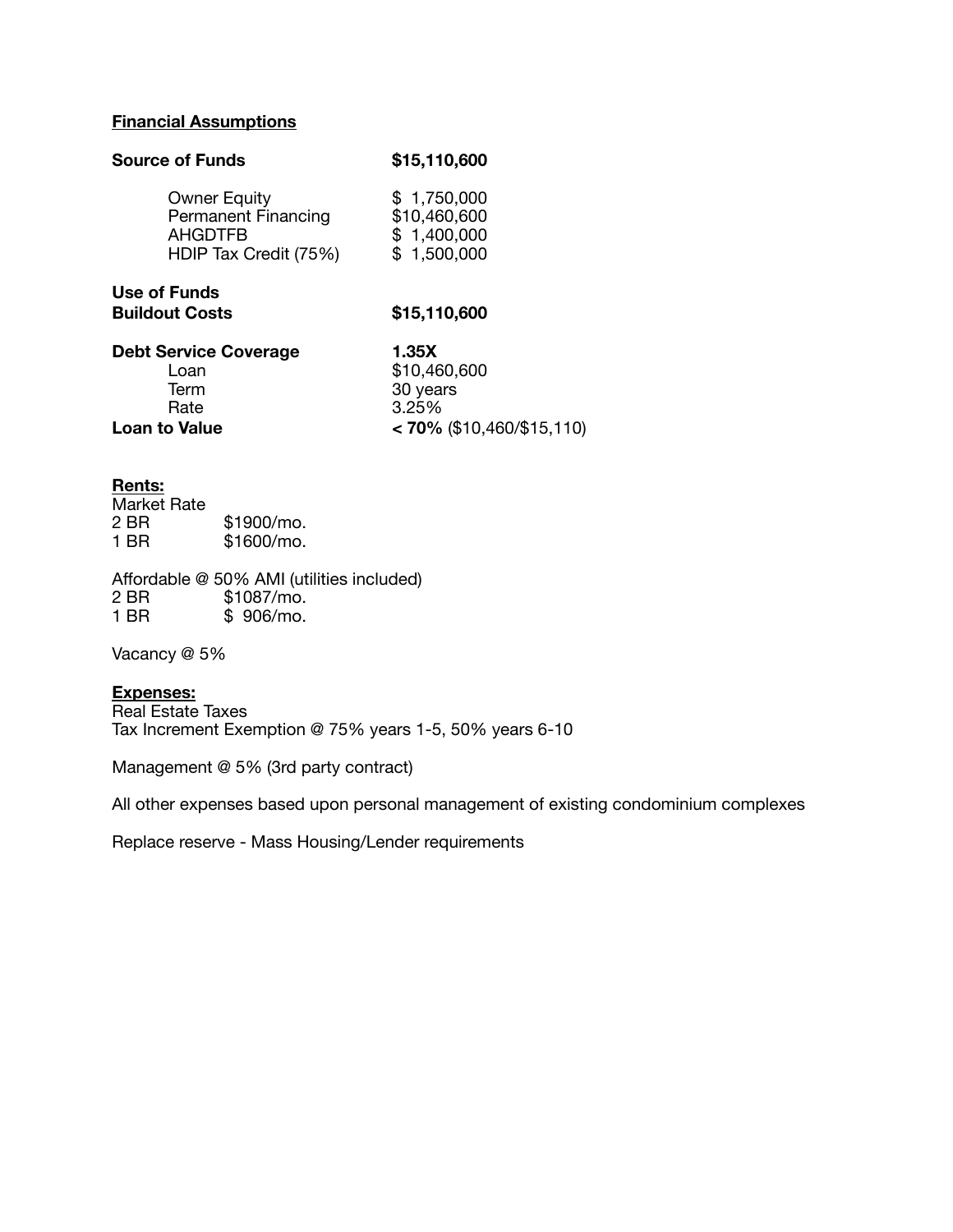**Financial Assumptions**

| | |
|---|---|
| **Source of Funds** | **$15,110,600** |
| Owner Equity | $ 1,750,000 |
| Permanent Financing | $10,460,600 |
| AHGDTFB | $ 1,400,000 |
| HDIP Tax Credit (75%) | $ 1,500,000 |
| **Use of Funds** | |
| **Buildout Costs** | **$15,110,600** |
| **Debt Service Coverage** | **1.35X** |
| Loan | $10,460,600 |
| Term | 30 years |
| Rate | 3.25% |
| **Loan to Value** | **< 70%** ($10,460/$15,110) |

**Rents:**

Market Rate

| | |
|---|---|
| 2 BR | $1900/mo. |
| 1 BR | $1600/mo. |

Affordable @ 50% AMI (utilities included)

| | |
|---|---|
| 2 BR | $1087/mo. |
| 1 BR | $ 906/mo. |

Vacancy @ 5%

**Expenses:**

Real Estate Taxes
Tax Increment Exemption @ 75% years 1-5, 50% years 6-10

Management @ 5% (3rd party contract)

All other expenses based upon personal management of existing condominium complexes

Replace reserve - Mass Housing/Lender requirements